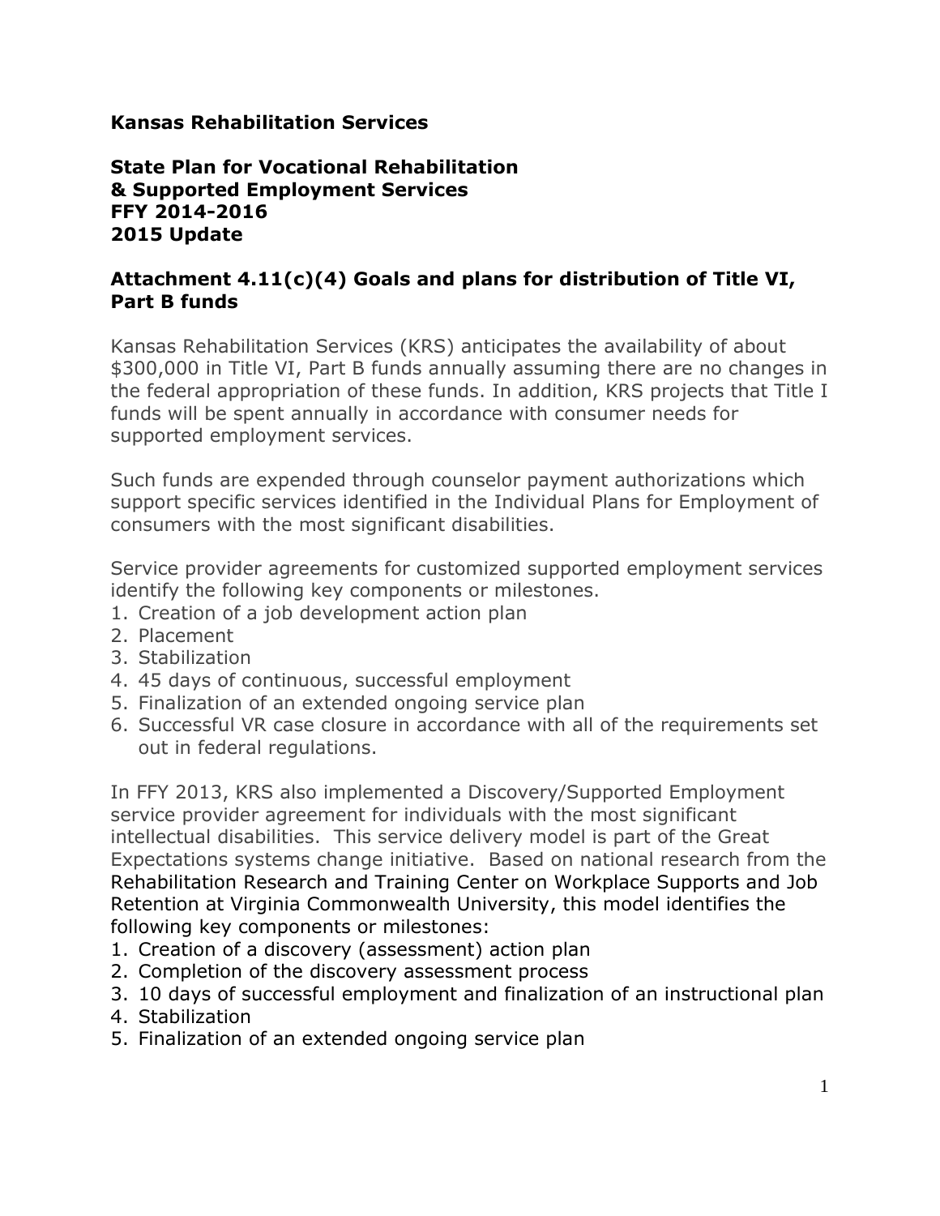**Kansas Rehabilitation Services**

**State Plan for Vocational Rehabilitation & Supported Employment Services FFY 2014-2016 2015 Update**

## Attachment 4.11(c)(4) Goals and plans for distribution of Title VI, Part B funds

Kansas Rehabilitation Services (KRS) anticipates the availability of about $300,000 in Title VI, Part B funds annually assuming there are no changes in the federal appropriation of these funds. In addition, KRS projects that Title I funds will be spent annually in accordance with consumer needs for supported employment services.

Such funds are expended through counselor payment authorizations which support specific services identified in the Individual Plans for Employment of consumers with the most significant disabilities.

Service provider agreements for customized supported employment services identify the following key components or milestones.

1. Creation of a job development action plan
2. Placement
3. Stabilization
4. 45 days of continuous, successful employment
5. Finalization of an extended ongoing service plan
6. Successful VR case closure in accordance with all of the requirements set out in federal regulations.

In FFY 2013, KRS also implemented a Discovery/Supported Employment service provider agreement for individuals with the most significant intellectual disabilities. This service delivery model is part of the Great Expectations systems change initiative. Based on national research from the Rehabilitation Research and Training Center on Workplace Supports and Job Retention at Virginia Commonwealth University, this model identifies the following key components or milestones:

1. Creation of a discovery (assessment) action plan
2. Completion of the discovery assessment process
3. 10 days of successful employment and finalization of an instructional plan
4. Stabilization
5. Finalization of an extended ongoing service plan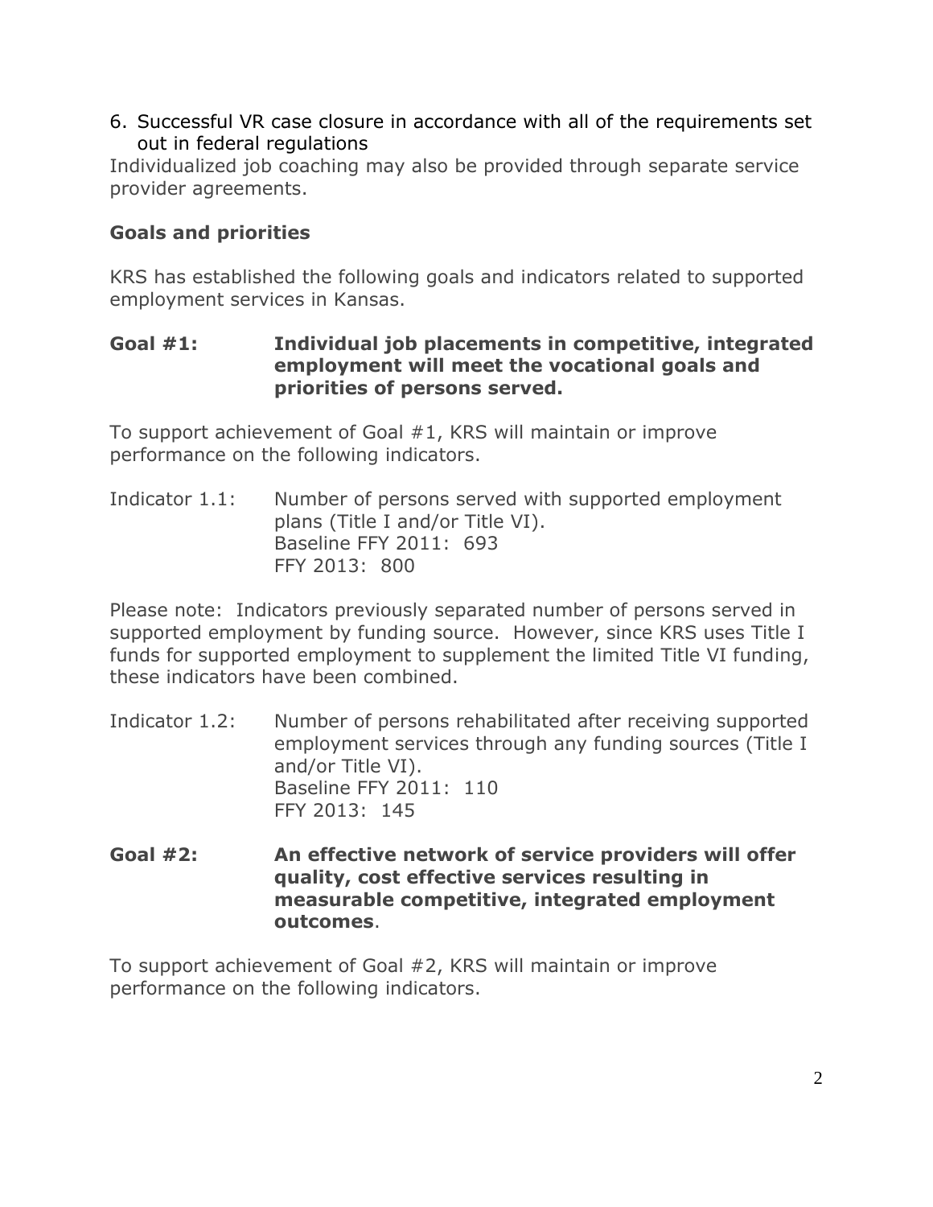6. Successful VR case closure in accordance with all of the requirements set out in federal regulations

Individualized job coaching may also be provided through separate service provider agreements.

### Goals and priorities

KRS has established the following goals and indicators related to supported employment services in Kansas.

**Goal #1: Individual job placements in competitive, integrated employment will meet the vocational goals and priorities of persons served.**

To support achievement of Goal #1, KRS will maintain or improve performance on the following indicators.

Indicator 1.1: Number of persons served with supported employment plans (Title I and/or Title VI).
Baseline FFY 2011: 693
FFY 2013: 800

Please note: Indicators previously separated number of persons served in supported employment by funding source. However, since KRS uses Title I funds for supported employment to supplement the limited Title VI funding, these indicators have been combined.

Indicator 1.2: Number of persons rehabilitated after receiving supported employment services through any funding sources (Title I and/or Title VI).
Baseline FFY 2011: 110
FFY 2013: 145

**Goal #2: An effective network of service providers will offer quality, cost effective services resulting in measurable competitive, integrated employment outcomes**.

To support achievement of Goal #2, KRS will maintain or improve performance on the following indicators.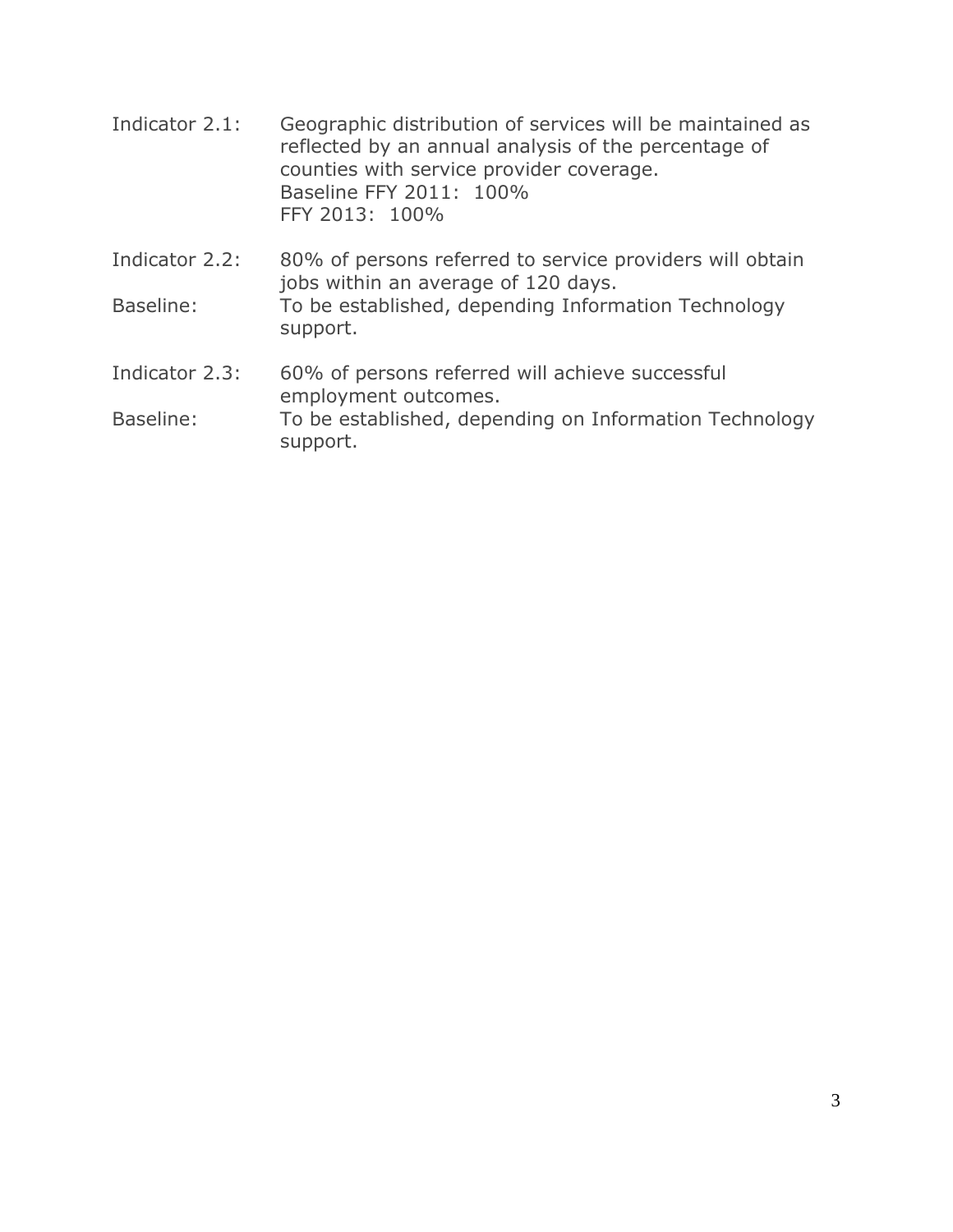Indicator 2.1: Geographic distribution of services will be maintained as reflected by an annual analysis of the percentage of counties with service provider coverage.
Baseline FFY 2011: 100%
FFY 2013: 100%

Indicator 2.2: 80% of persons referred to service providers will obtain jobs within an average of 120 days.

Baseline: To be established, depending Information Technology support.

Indicator 2.3: 60% of persons referred will achieve successful employment outcomes.

Baseline: To be established, depending on Information Technology support.